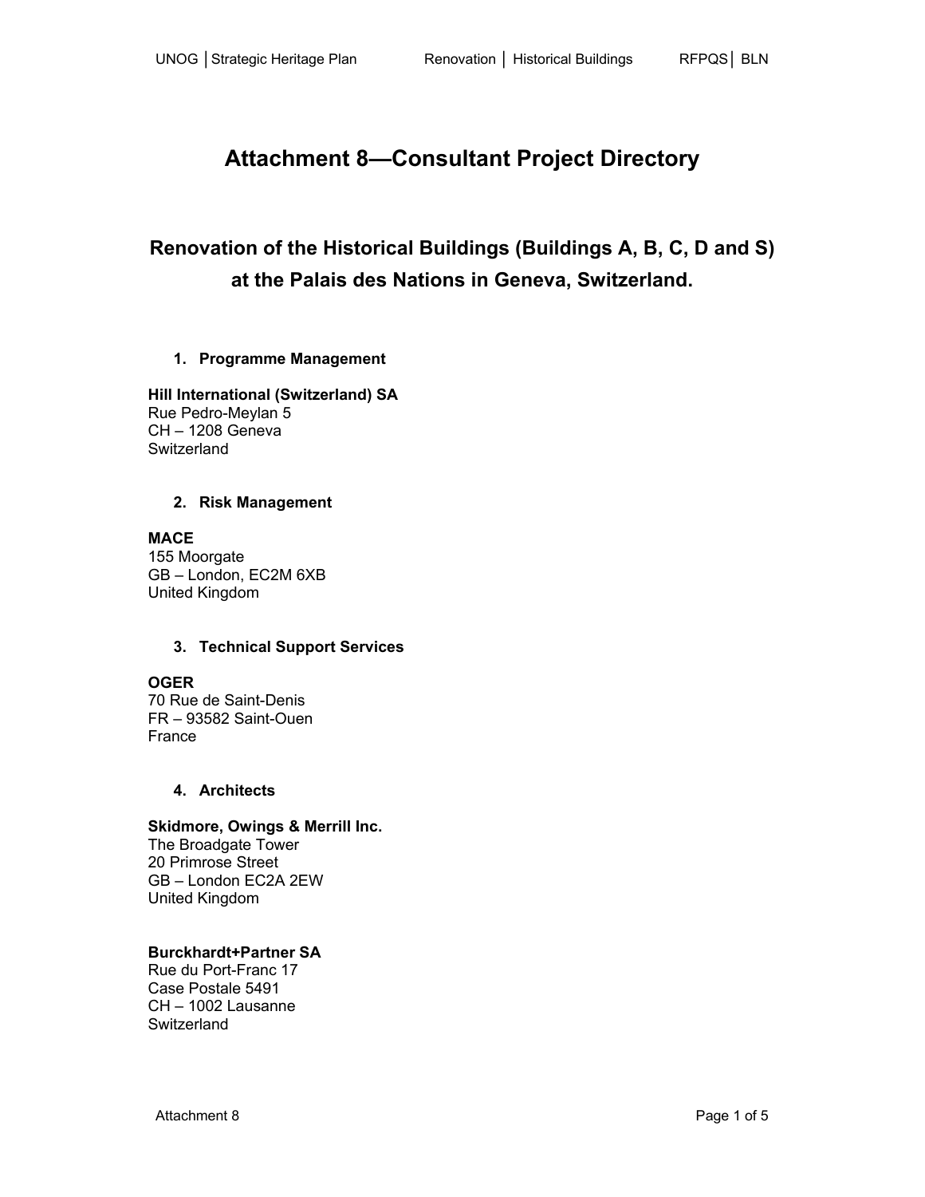# Attachment 8—Consultant Project Directory

## Renovation of the Historical Buildings (Buildings A, B, C, D and S) at the Palais des Nations in Geneva, Switzerland.

### 1. Programme Management

**Hill International (Switzerland) SA**
Rue Pedro-Meylan 5
CH – 1208 Geneva
Switzerland

### 2. Risk Management

**MACE**
155 Moorgate
GB – London, EC2M 6XB
United Kingdom

### 3. Technical Support Services

**OGER**
70 Rue de Saint-Denis
FR – 93582 Saint-Ouen
France

### 4. Architects

**Skidmore, Owings & Merrill Inc.**
The Broadgate Tower
20 Primrose Street
GB – London EC2A 2EW
United Kingdom

**Burckhardt+Partner SA**
Rue du Port-Franc 17
Case Postale 5491
CH – 1002 Lausanne
Switzerland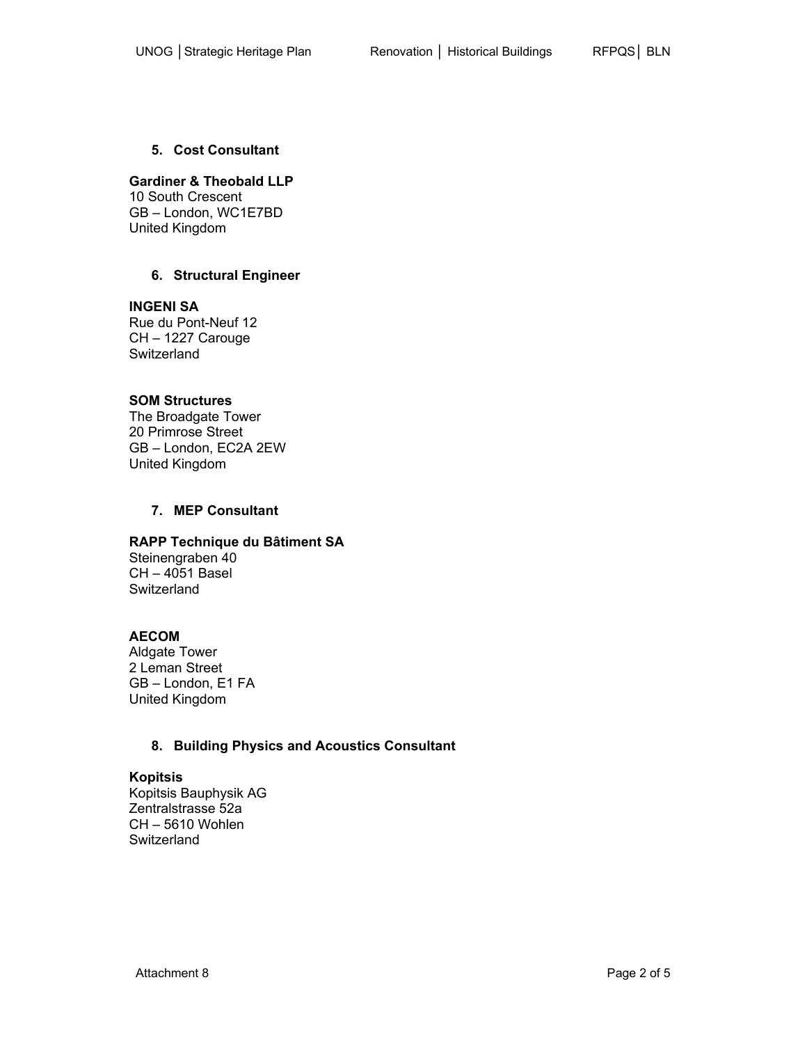## 5. Cost Consultant

**Gardiner & Theobald LLP**
10 South Crescent
GB – London, WC1E7BD
United Kingdom

## 6. Structural Engineer

**INGENI SA**
Rue du Pont-Neuf 12
CH – 1227 Carouge
Switzerland

**SOM Structures**
The Broadgate Tower
20 Primrose Street
GB – London, EC2A 2EW
United Kingdom

## 7. MEP Consultant

**RAPP Technique du Bâtiment SA**
Steinengraben 40
CH – 4051 Basel
Switzerland

**AECOM**
Aldgate Tower
2 Leman Street
GB – London, E1 FA
United Kingdom

## 8. Building Physics and Acoustics Consultant

**Kopitsis**
Kopitsis Bauphysik AG
Zentralstrasse 52a
CH – 5610 Wohlen
Switzerland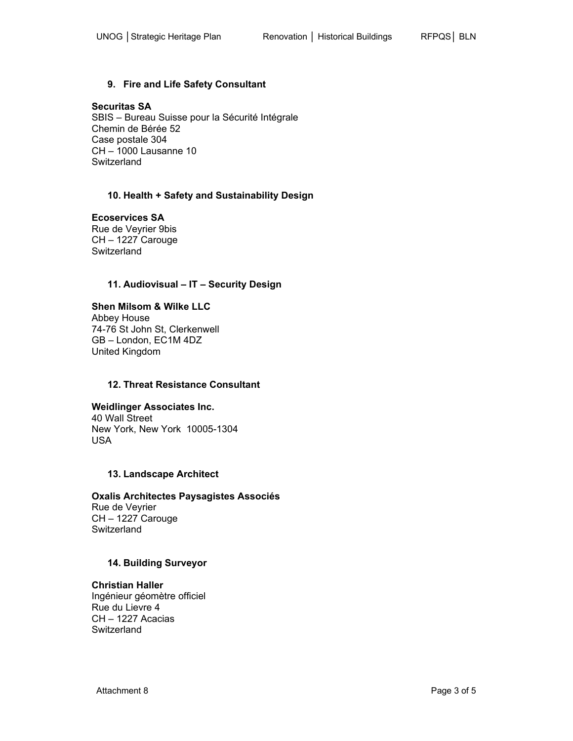### 9. Fire and Life Safety Consultant

**Securitas SA**
SBIS – Bureau Suisse pour la Sécurité Intégrale
Chemin de Bérée 52
Case postale 304
CH – 1000 Lausanne 10
Switzerland

### 10. Health + Safety and Sustainability Design

**Ecoservices SA**
Rue de Veyrier 9bis
CH – 1227 Carouge
Switzerland

### 11. Audiovisual – IT – Security Design

**Shen Milsom & Wilke LLC**
Abbey House
74-76 St John St, Clerkenwell
GB – London, EC1M 4DZ
United Kingdom

### 12. Threat Resistance Consultant

**Weidlinger Associates Inc.**
40 Wall Street
New York, New York 10005-1304
USA

### 13. Landscape Architect

**Oxalis Architectes Paysagistes Associés**
Rue de Veyrier
CH – 1227 Carouge
Switzerland

### 14. Building Surveyor

**Christian Haller**
Ingénieur géomètre officiel
Rue du Lievre 4
CH – 1227 Acacias
Switzerland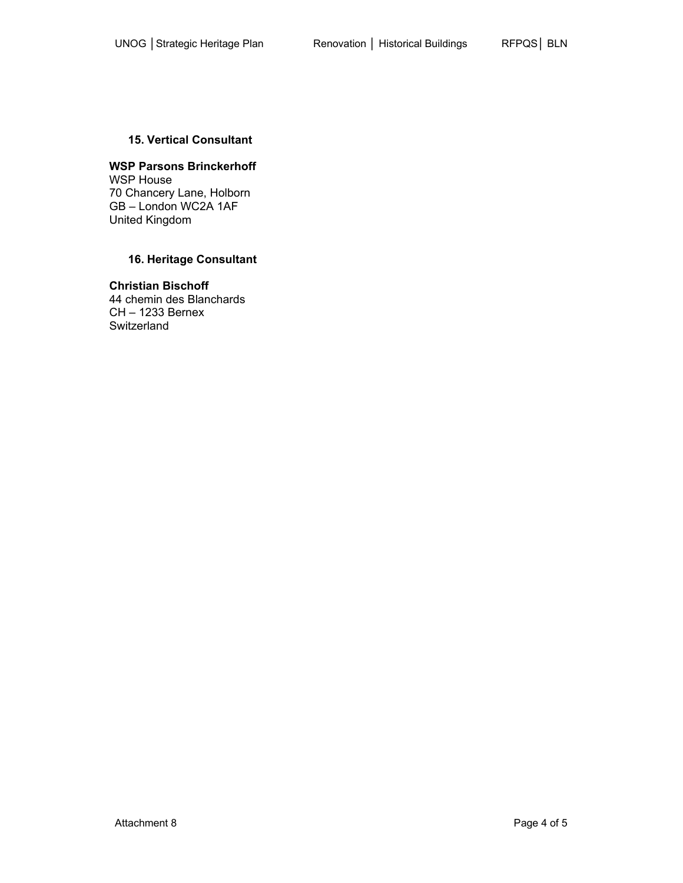### 15. Vertical Consultant

**WSP Parsons Brinckerhoff**
WSP House
70 Chancery Lane, Holborn
GB – London WC2A 1AF
United Kingdom

### 16. Heritage Consultant

**Christian Bischoff**
44 chemin des Blanchards
CH – 1233 Bernex
Switzerland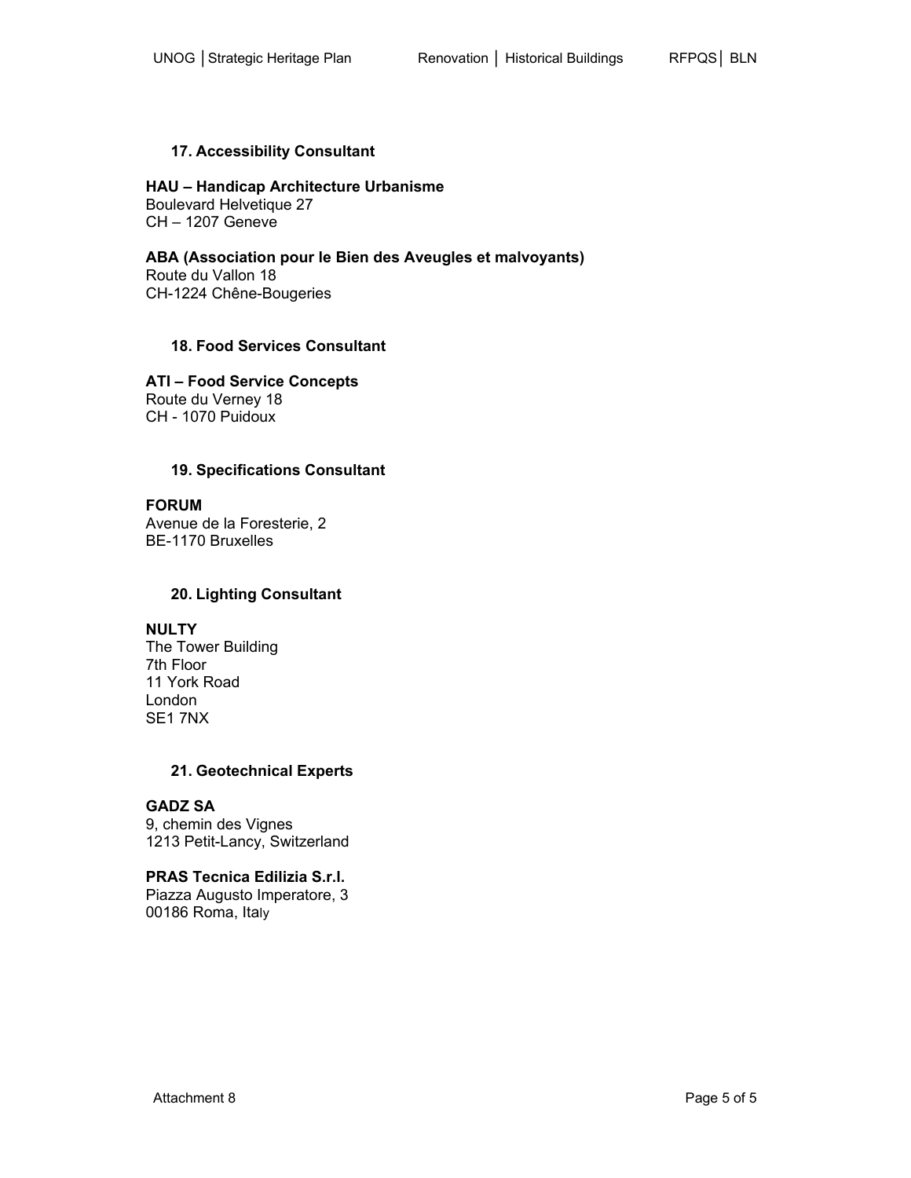### 17. Accessibility Consultant

**HAU – Handicap Architecture Urbanisme**
Boulevard Helvetique 27
CH – 1207 Geneve

**ABA (Association pour le Bien des Aveugles et malvoyants)**
Route du Vallon 18
CH-1224 Chêne-Bougeries

### 18. Food Services Consultant

**ATI – Food Service Concepts**
Route du Verney 18
CH - 1070 Puidoux

### 19. Specifications Consultant

**FORUM**
Avenue de la Foresterie, 2
BE-1170 Bruxelles

### 20. Lighting Consultant

**NULTY**
The Tower Building
7th Floor
11 York Road
London
SE1 7NX

### 21. Geotechnical Experts

**GADZ SA**
9, chemin des Vignes
1213 Petit-Lancy, Switzerland

**PRAS Tecnica Edilizia S.r.l.**
Piazza Augusto Imperatore, 3
00186 Roma, Italy